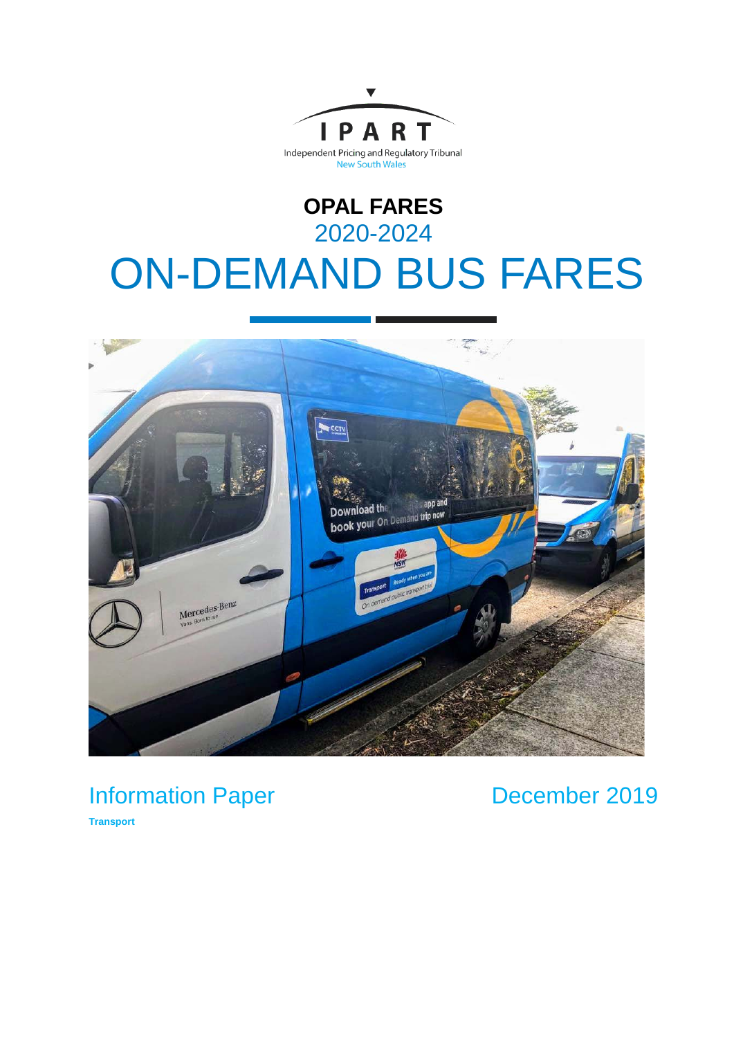Independent Pricing and Regulatory Tribunal
New South Wales

# OPAL FARES
## 2020-2024
# ON-DEMAND BUS FARES

Information Paper

December 2019

**Transport**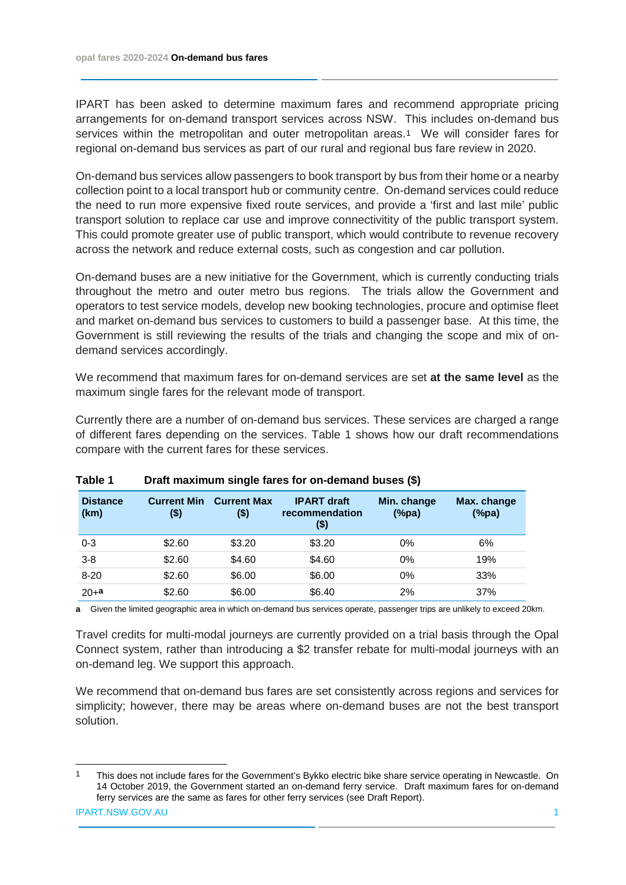IPART has been asked to determine maximum fares and recommend appropriate pricing arrangements for on-demand transport services across NSW. This includes on-demand bus services within the metropolitan and outer metropolitan areas.[1] We will consider fares for regional on-demand bus services as part of our rural and regional bus fare review in 2020.

On-demand bus services allow passengers to book transport by bus from their home or a nearby collection point to a local transport hub or community centre. On-demand services could reduce the need to run more expensive fixed route services, and provide a 'first and last mile' public transport solution to replace car use and improve connectivitity of the public transport system. This could promote greater use of public transport, which would contribute to revenue recovery across the network and reduce external costs, such as congestion and car pollution.

On-demand buses are a new initiative for the Government, which is currently conducting trials throughout the metro and outer metro bus regions. The trials allow the Government and operators to test service models, develop new booking technologies, procure and optimise fleet and market on-demand bus services to customers to build a passenger base. At this time, the Government is still reviewing the results of the trials and changing the scope and mix of on-demand services accordingly.

We recommend that maximum fares for on-demand services are set **at the same level** as the maximum single fares for the relevant mode of transport.

Currently there are a number of on-demand bus services. These services are charged a range of different fares depending on the services. Table 1 shows how our draft recommendations compare with the current fares for these services.

**Table 1 Draft maximum single fares for on-demand buses ($)**

| Distance (km) | Current Min ($) | Current Max ($) | IPART draft recommendation ($) | Min. change (%pa) | Max. change (%pa) |
|---|---|---|---|---|---|
| 0-3 | $2.60 | $3.20 | $3.20 | 0% | 6% |
| 3-8 | $2.60 | $4.60 | $4.60 | 0% | 19% |
| 8-20 | $2.60 | $6.00 | $6.00 | 0% | 33% |
| 20+[a] | $2.60 | $6.00 | $6.40 | 2% | 37% |

**a** Given the limited geographic area in which on-demand bus services operate, passenger trips are unlikely to exceed 20km.

Travel credits for multi-modal journeys are currently provided on a trial basis through the Opal Connect system, rather than introducing a $2 transfer rebate for multi-modal journeys with an on-demand leg. We support this approach.

We recommend that on-demand bus fares are set consistently across regions and services for simplicity; however, there may be areas where on-demand buses are not the best transport solution.

---

[1] This does not include fares for the Government's Bykko electric bike share service operating in Newcastle. On 14 October 2019, the Government started an on-demand ferry service. Draft maximum fares for on-demand ferry services are the same as fares for other ferry services (see Draft Report).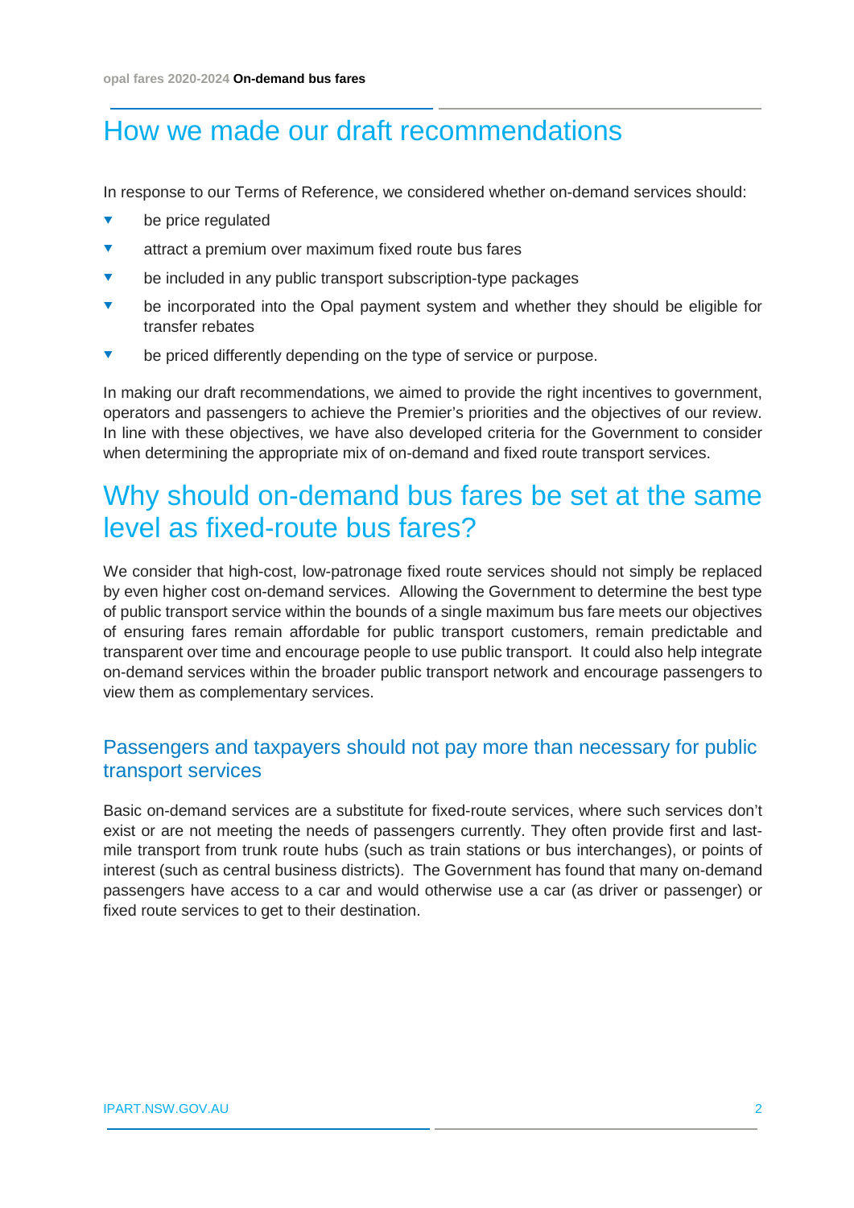# How we made our draft recommendations

In response to our Terms of Reference, we considered whether on-demand services should:

- be price regulated
- attract a premium over maximum fixed route bus fares
- be included in any public transport subscription-type packages
- be incorporated into the Opal payment system and whether they should be eligible for transfer rebates
- be priced differently depending on the type of service or purpose.

In making our draft recommendations, we aimed to provide the right incentives to government, operators and passengers to achieve the Premier's priorities and the objectives of our review. In line with these objectives, we have also developed criteria for the Government to consider when determining the appropriate mix of on-demand and fixed route transport services.

# Why should on-demand bus fares be set at the same level as fixed-route bus fares?

We consider that high-cost, low-patronage fixed route services should not simply be replaced by even higher cost on-demand services. Allowing the Government to determine the best type of public transport service within the bounds of a single maximum bus fare meets our objectives of ensuring fares remain affordable for public transport customers, remain predictable and transparent over time and encourage people to use public transport. It could also help integrate on-demand services within the broader public transport network and encourage passengers to view them as complementary services.

## Passengers and taxpayers should not pay more than necessary for public transport services

Basic on-demand services are a substitute for fixed-route services, where such services don't exist or are not meeting the needs of passengers currently. They often provide first and last-mile transport from trunk route hubs (such as train stations or bus interchanges), or points of interest (such as central business districts). The Government has found that many on-demand passengers have access to a car and would otherwise use a car (as driver or passenger) or fixed route services to get to their destination.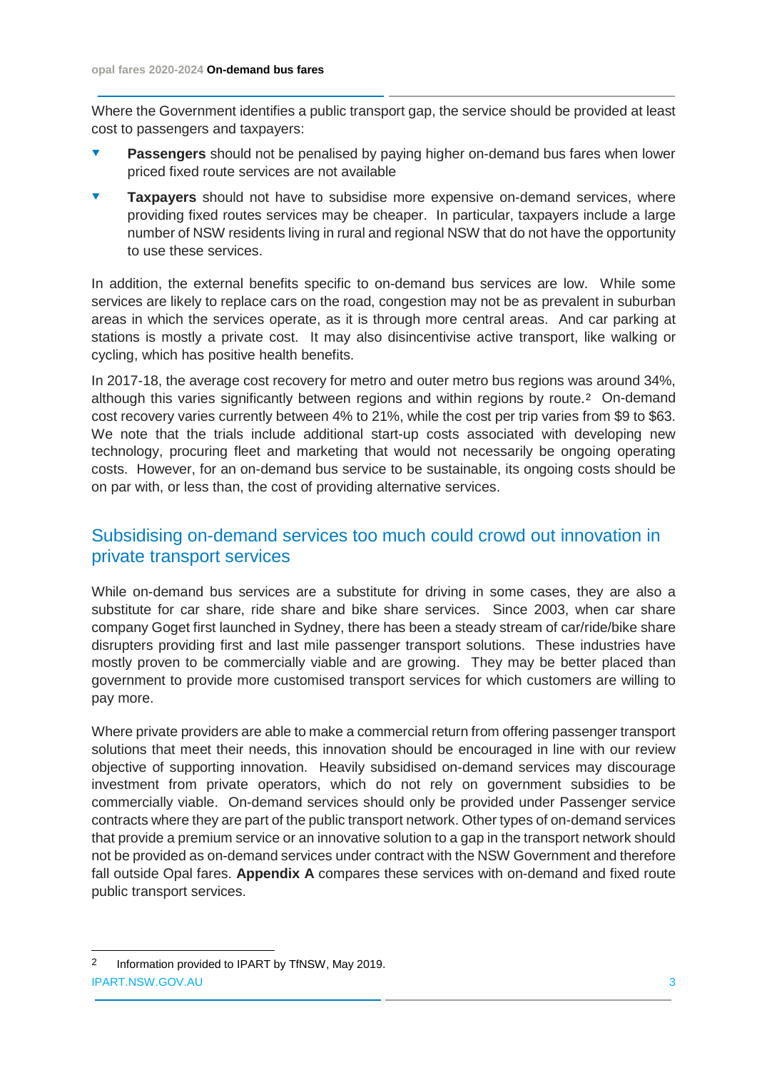Where the Government identifies a public transport gap, the service should be provided at least cost to passengers and taxpayers:

- **Passengers** should not be penalised by paying higher on-demand bus fares when lower priced fixed route services are not available
- **Taxpayers** should not have to subsidise more expensive on-demand services, where providing fixed routes services may be cheaper. In particular, taxpayers include a large number of NSW residents living in rural and regional NSW that do not have the opportunity to use these services.

In addition, the external benefits specific to on-demand bus services are low. While some services are likely to replace cars on the road, congestion may not be as prevalent in suburban areas in which the services operate, as it is through more central areas. And car parking at stations is mostly a private cost. It may also disincentivise active transport, like walking or cycling, which has positive health benefits.

In 2017-18, the average cost recovery for metro and outer metro bus regions was around 34%, although this varies significantly between regions and within regions by route.[2] On-demand cost recovery varies currently between 4% to 21%, while the cost per trip varies from $9 to $63. We note that the trials include additional start-up costs associated with developing new technology, procuring fleet and marketing that would not necessarily be ongoing operating costs. However, for an on-demand bus service to be sustainable, its ongoing costs should be on par with, or less than, the cost of providing alternative services.

## Subsidising on-demand services too much could crowd out innovation in private transport services

While on-demand bus services are a substitute for driving in some cases, they are also a substitute for car share, ride share and bike share services. Since 2003, when car share company Goget first launched in Sydney, there has been a steady stream of car/ride/bike share disrupters providing first and last mile passenger transport solutions. These industries have mostly proven to be commercially viable and are growing. They may be better placed than government to provide more customised transport services for which customers are willing to pay more.

Where private providers are able to make a commercial return from offering passenger transport solutions that meet their needs, this innovation should be encouraged in line with our review objective of supporting innovation. Heavily subsidised on-demand services may discourage investment from private operators, which do not rely on government subsidies to be commercially viable. On-demand services should only be provided under Passenger service contracts where they are part of the public transport network. Other types of on-demand services that provide a premium service or an innovative solution to a gap in the transport network should not be provided as on-demand services under contract with the NSW Government and therefore fall outside Opal fares. **Appendix A** compares these services with on-demand and fixed route public transport services.

[2] Information provided to IPART by TfNSW, May 2019.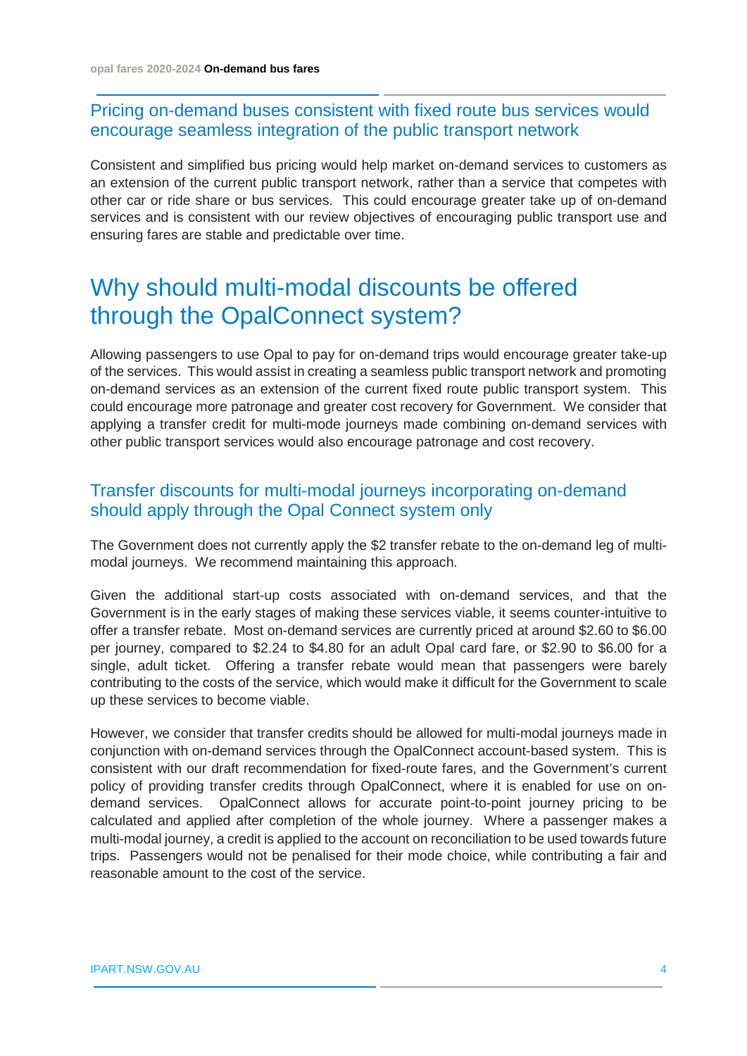### Pricing on-demand buses consistent with fixed route bus services would encourage seamless integration of the public transport network

Consistent and simplified bus pricing would help market on-demand services to customers as an extension of the current public transport network, rather than a service that competes with other car or ride share or bus services. This could encourage greater take up of on-demand services and is consistent with our review objectives of encouraging public transport use and ensuring fares are stable and predictable over time.

## Why should multi-modal discounts be offered through the OpalConnect system?

Allowing passengers to use Opal to pay for on-demand trips would encourage greater take-up of the services. This would assist in creating a seamless public transport network and promoting on-demand services as an extension of the current fixed route public transport system. This could encourage more patronage and greater cost recovery for Government. We consider that applying a transfer credit for multi-mode journeys made combining on-demand services with other public transport services would also encourage patronage and cost recovery.

### Transfer discounts for multi-modal journeys incorporating on-demand should apply through the Opal Connect system only

The Government does not currently apply the $2 transfer rebate to the on-demand leg of multi-modal journeys. We recommend maintaining this approach.

Given the additional start-up costs associated with on-demand services, and that the Government is in the early stages of making these services viable, it seems counter-intuitive to offer a transfer rebate. Most on-demand services are currently priced at around $2.60 to $6.00 per journey, compared to $2.24 to $4.80 for an adult Opal card fare, or $2.90 to $6.00 for a single, adult ticket. Offering a transfer rebate would mean that passengers were barely contributing to the costs of the service, which would make it difficult for the Government to scale up these services to become viable.

However, we consider that transfer credits should be allowed for multi-modal journeys made in conjunction with on-demand services through the OpalConnect account-based system. This is consistent with our draft recommendation for fixed-route fares, and the Government's current policy of providing transfer credits through OpalConnect, where it is enabled for use on on-demand services. OpalConnect allows for accurate point-to-point journey pricing to be calculated and applied after completion of the whole journey. Where a passenger makes a multi-modal journey, a credit is applied to the account on reconciliation to be used towards future trips. Passengers would not be penalised for their mode choice, while contributing a fair and reasonable amount to the cost of the service.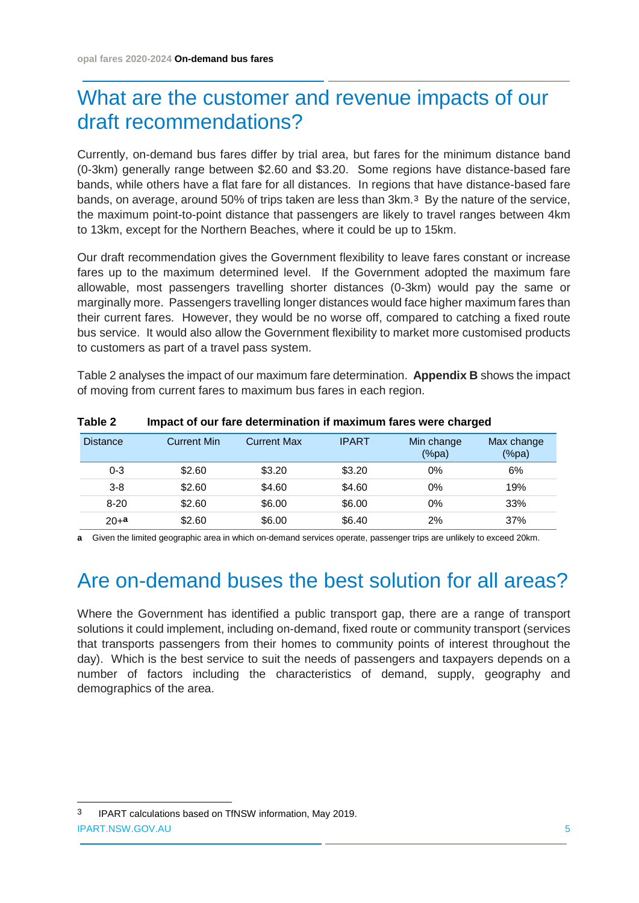## What are the customer and revenue impacts of our draft recommendations?

Currently, on-demand bus fares differ by trial area, but fares for the minimum distance band (0-3km) generally range between $2.60 and $3.20. Some regions have distance-based fare bands, while others have a flat fare for all distances. In regions that have distance-based fare bands, on average, around 50% of trips taken are less than 3km.[3] By the nature of the service, the maximum point-to-point distance that passengers are likely to travel ranges between 4km to 13km, except for the Northern Beaches, where it could be up to 15km.

Our draft recommendation gives the Government flexibility to leave fares constant or increase fares up to the maximum determined level. If the Government adopted the maximum fare allowable, most passengers travelling shorter distances (0-3km) would pay the same or marginally more. Passengers travelling longer distances would face higher maximum fares than their current fares. However, they would be no worse off, compared to catching a fixed route bus service. It would also allow the Government flexibility to market more customised products to customers as part of a travel pass system.

Table 2 analyses the impact of our maximum fare determination. **Appendix B** shows the impact of moving from current fares to maximum bus fares in each region.

**Table 2 Impact of our fare determination if maximum fares were charged**

| Distance | Current Min | Current Max | IPART | Min change (%pa) | Max change (%pa) |
|---|---|---|---|---|---|
| 0-3 | $2.60 | $3.20 | $3.20 | 0% | 6% |
| 3-8 | $2.60 | $4.60 | $4.60 | 0% | 19% |
| 8-20 | $2.60 | $6.00 | $6.00 | 0% | 33% |
| 20+[a] | $2.60 | $6.00 | $6.40 | 2% | 37% |

**a** Given the limited geographic area in which on-demand services operate, passenger trips are unlikely to exceed 20km.

## Are on-demand buses the best solution for all areas?

Where the Government has identified a public transport gap, there are a range of transport solutions it could implement, including on-demand, fixed route or community transport (services that transports passengers from their homes to community points of interest throughout the day). Which is the best service to suit the needs of passengers and taxpayers depends on a number of factors including the characteristics of demand, supply, geography and demographics of the area.

[3] IPART calculations based on TfNSW information, May 2019.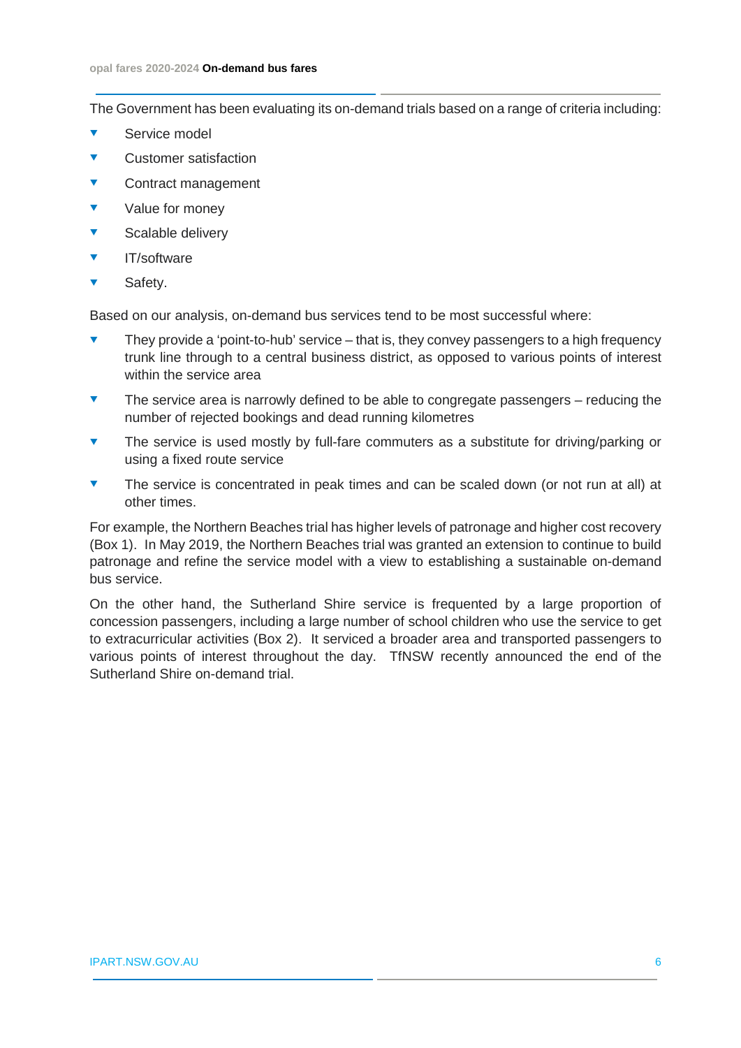The Government has been evaluating its on-demand trials based on a range of criteria including:

- Service model
- Customer satisfaction
- Contract management
- Value for money
- Scalable delivery
- IT/software
- Safety.

Based on our analysis, on-demand bus services tend to be most successful where:

- They provide a 'point-to-hub' service – that is, they convey passengers to a high frequency trunk line through to a central business district, as opposed to various points of interest within the service area
- The service area is narrowly defined to be able to congregate passengers – reducing the number of rejected bookings and dead running kilometres
- The service is used mostly by full-fare commuters as a substitute for driving/parking or using a fixed route service
- The service is concentrated in peak times and can be scaled down (or not run at all) at other times.

For example, the Northern Beaches trial has higher levels of patronage and higher cost recovery (Box 1). In May 2019, the Northern Beaches trial was granted an extension to continue to build patronage and refine the service model with a view to establishing a sustainable on-demand bus service.

On the other hand, the Sutherland Shire service is frequented by a large proportion of concession passengers, including a large number of school children who use the service to get to extracurricular activities (Box 2). It serviced a broader area and transported passengers to various points of interest throughout the day. TfNSW recently announced the end of the Sutherland Shire on-demand trial.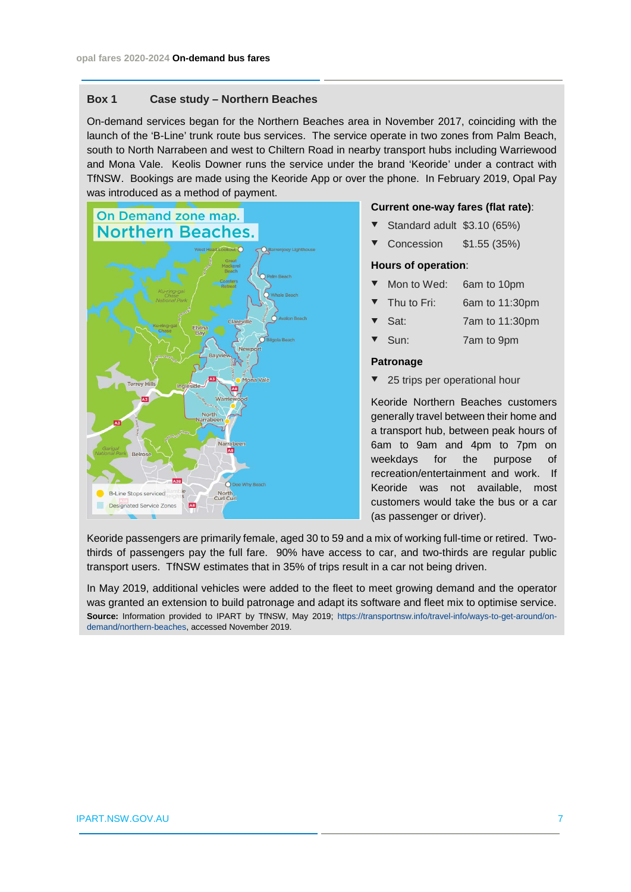### Box 1 Case study – Northern Beaches

On-demand services began for the Northern Beaches area in November 2017, coinciding with the launch of the 'B-Line' trunk route bus services. The service operate in two zones from Palm Beach, south to North Narrabeen and west to Chiltern Road in nearby transport hubs including Warriewood and Mona Vale. Keolis Downer runs the service under the brand 'Keoride' under a contract with TfNSW. Bookings are made using the Keoride App or over the phone. In February 2019, Opal Pay was introduced as a method of payment.

**Current one-way fares (flat rate)**:

- Standard adult $3.10 (65%)
- Concession $1.55 (35%)

**Hours of operation**:

- Mon to Wed: 6am to 10pm
- Thu to Fri: 6am to 11:30pm
- Sat: 7am to 11:30pm
- Sun: 7am to 9pm

**Patronage**

- 25 trips per operational hour

Keoride Northern Beaches customers generally travel between their home and a transport hub, between peak hours of 6am to 9am and 4pm to 7pm on weekdays for the purpose of recreation/entertainment and work. If Keoride was not available, most customers would take the bus or a car (as passenger or driver).

Keoride passengers are primarily female, aged 30 to 59 and a mix of working full-time or retired. Two-thirds of passengers pay the full fare. 90% have access to car, and two-thirds are regular public transport users. TfNSW estimates that in 35% of trips result in a car not being driven.

In May 2019, additional vehicles were added to the fleet to meet growing demand and the operator was granted an extension to build patronage and adapt its software and fleet mix to optimise service.

**Source:** Information provided to IPART by TfNSW, May 2019; https://transportnsw.info/travel-info/ways-to-get-around/on-demand/northern-beaches, accessed November 2019.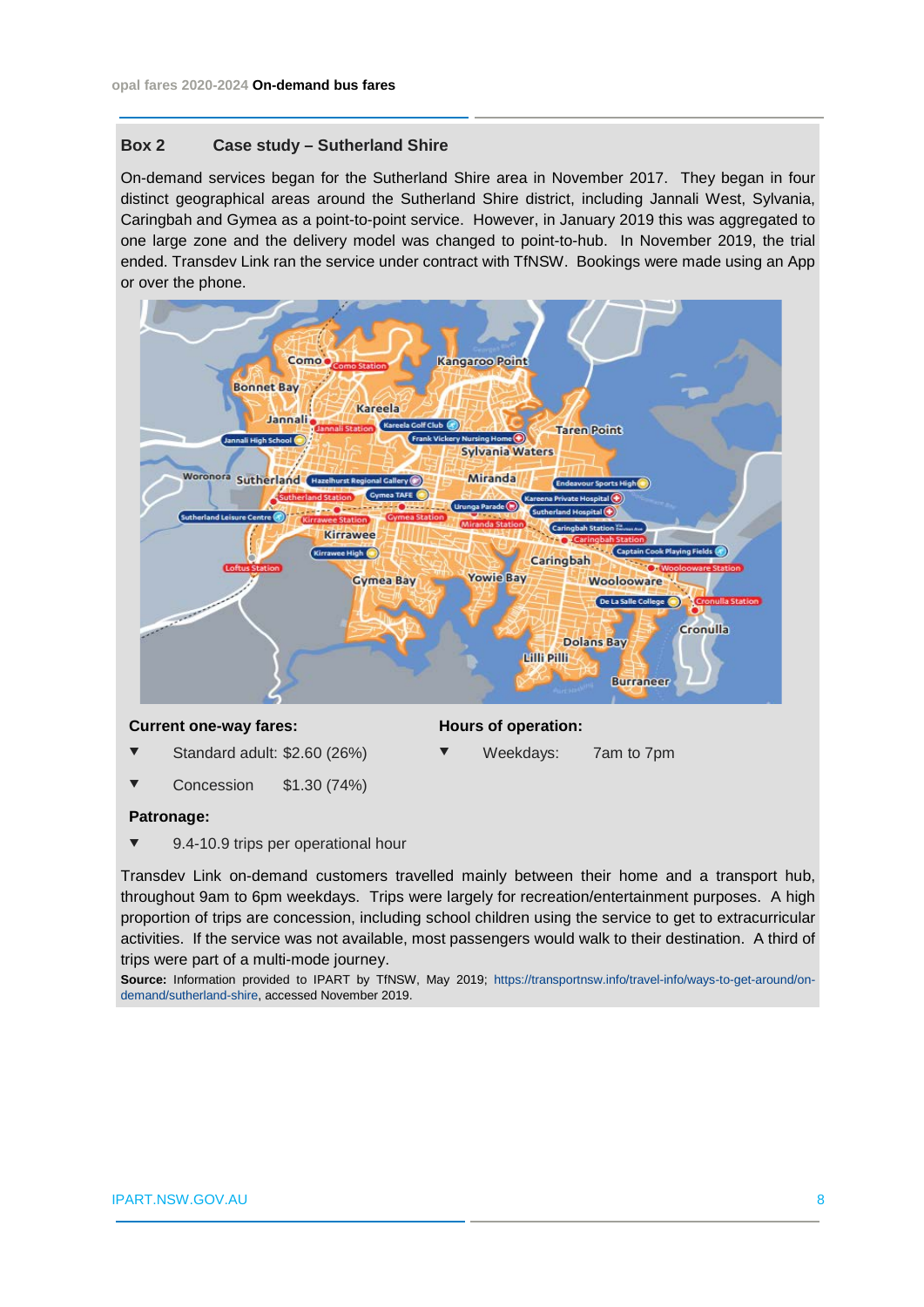**Box 2 Case study – Sutherland Shire**

On-demand services began for the Sutherland Shire area in November 2017. They began in four distinct geographical areas around the Sutherland Shire district, including Jannali West, Sylvania, Caringbah and Gymea as a point-to-point service. However, in January 2019 this was aggregated to one large zone and the delivery model was changed to point-to-hub. In November 2019, the trial ended. Transdev Link ran the service under contract with TfNSW. Bookings were made using an App or over the phone.

**Current one-way fares:**

- Standard adult: $2.60 (26%)
- Concession $1.30 (74%)

**Hours of operation:**

- Weekdays: 7am to 7pm

**Patronage:**

- 9.4-10.9 trips per operational hour

Transdev Link on-demand customers travelled mainly between their home and a transport hub, throughout 9am to 6pm weekdays. Trips were largely for recreation/entertainment purposes. A high proportion of trips are concession, including school children using the service to get to extracurricular activities. If the service was not available, most passengers would walk to their destination. A third of trips were part of a multi-mode journey.

**Source:** Information provided to IPART by TfNSW, May 2019; https://transportnsw.info/travel-info/ways-to-get-around/on-demand/sutherland-shire, accessed November 2019.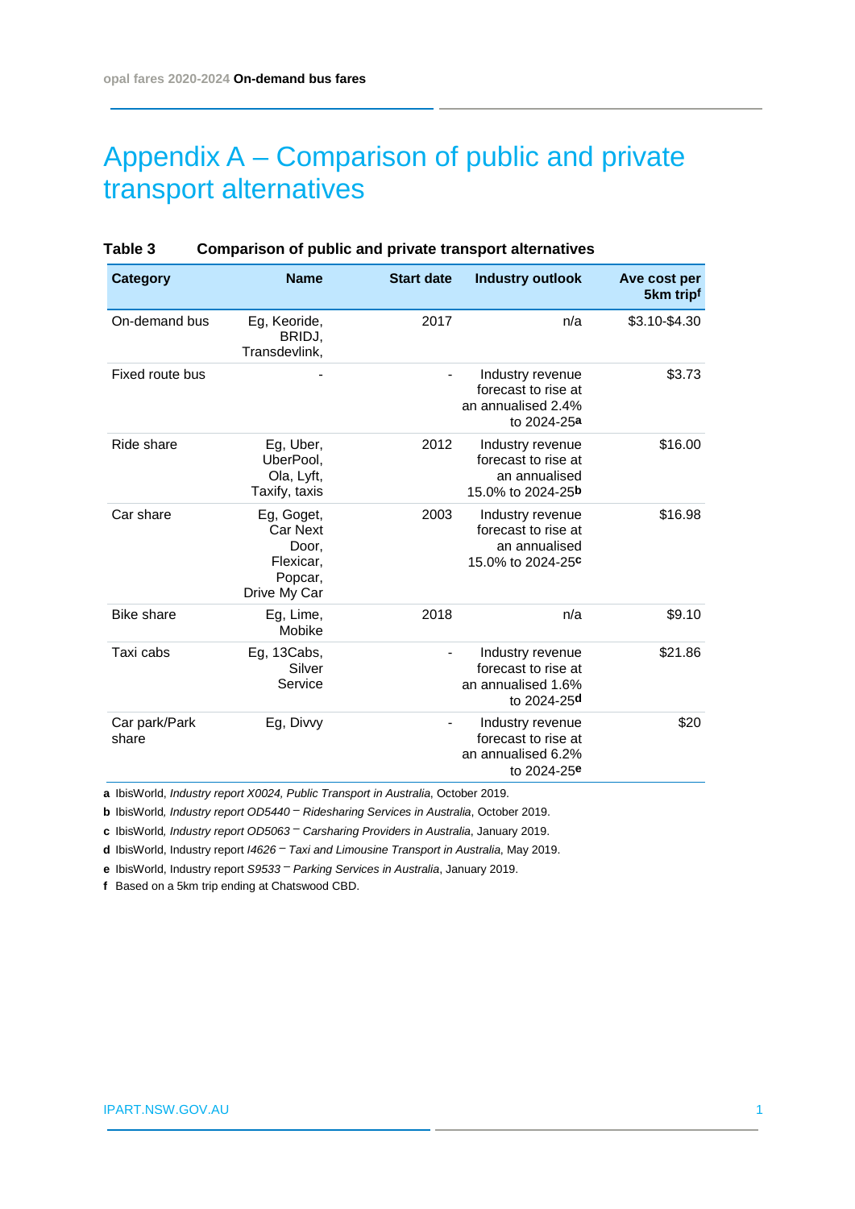# Appendix A – Comparison of public and private transport alternatives

**Table 3 Comparison of public and private transport alternatives**

| Category | Name | Start date | Industry outlook | Ave cost per 5km trip[f] |
|---|---|---|---|---|
| On-demand bus | Eg, Keoride, BRIDJ, Transdevlink, | 2017 | n/a | $3.10-$4.30 |
| Fixed route bus | - | - | Industry revenue forecast to rise at an annualised 2.4% to 2024-25[a] | $3.73 |
| Ride share | Eg, Uber, UberPool, Ola, Lyft, Taxify, taxis | 2012 | Industry revenue forecast to rise at an annualised 15.0% to 2024-25[b] | $16.00 |
| Car share | Eg, Goget, Car Next Door, Flexicar, Popcar, Drive My Car | 2003 | Industry revenue forecast to rise at an annualised 15.0% to 2024-25[c] | $16.98 |
| Bike share | Eg, Lime, Mobike | 2018 | n/a | $9.10 |
| Taxi cabs | Eg, 13Cabs, Silver Service | - | Industry revenue forecast to rise at an annualised 1.6% to 2024-25[d] | $21.86 |
| Car park/Park share | Eg, Divvy | - | Industry revenue forecast to rise at an annualised 6.2% to 2024-25[e] | $20 |

**a** IbisWorld, *Industry report X0024, Public Transport in Australia*, October 2019.

**b** IbisWorld*, Industry report OD5440 – Ridesharing Services in Australia*, October 2019.

**c** IbisWorld*, Industry report OD5063 – Carsharing Providers in Australia*, January 2019.

**d** IbisWorld, Industry report *I4626 – Taxi and Limousine Transport in Australia*, May 2019.

**e** IbisWorld, Industry report *S9533 – Parking Services in Australia*, January 2019.

**f** Based on a 5km trip ending at Chatswood CBD.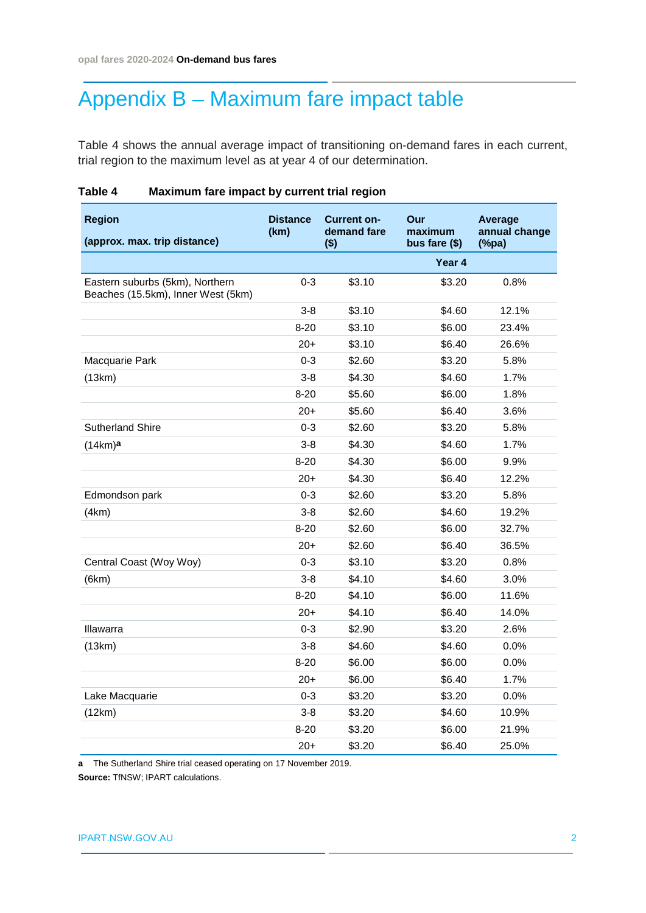# Appendix B – Maximum fare impact table

Table 4 shows the annual average impact of transitioning on-demand fares in each current, trial region to the maximum level as at year 4 of our determination.

**Table 4 Maximum fare impact by current trial region**

| Region (approx. max. trip distance) | Distance (km) | Current on-demand fare ($) | Our maximum bus fare ($) | Average annual change (%pa) |
|---|---|---|---|---|
| | | | Year 4 | |
| Eastern suburbs (5km), Northern Beaches (15.5km), Inner West (5km) | 0-3 | $3.10 | $3.20 | 0.8% |
| | 3-8 | $3.10 | $4.60 | 12.1% |
| | 8-20 | $3.10 | $6.00 | 23.4% |
| | 20+ | $3.10 | $6.40 | 26.6% |
| Macquarie Park | 0-3 | $2.60 | $3.20 | 5.8% |
| (13km) | 3-8 | $4.30 | $4.60 | 1.7% |
| | 8-20 | $5.60 | $6.00 | 1.8% |
| | 20+ | $5.60 | $6.40 | 3.6% |
| Sutherland Shire | 0-3 | $2.60 | $3.20 | 5.8% |
| (14km)[a] | 3-8 | $4.30 | $4.60 | 1.7% |
| | 8-20 | $4.30 | $6.00 | 9.9% |
| | 20+ | $4.30 | $6.40 | 12.2% |
| Edmondson park | 0-3 | $2.60 | $3.20 | 5.8% |
| (4km) | 3-8 | $2.60 | $4.60 | 19.2% |
| | 8-20 | $2.60 | $6.00 | 32.7% |
| | 20+ | $2.60 | $6.40 | 36.5% |
| Central Coast (Woy Woy) | 0-3 | $3.10 | $3.20 | 0.8% |
| (6km) | 3-8 | $4.10 | $4.60 | 3.0% |
| | 8-20 | $4.10 | $6.00 | 11.6% |
| | 20+ | $4.10 | $6.40 | 14.0% |
| Illawarra | 0-3 | $2.90 | $3.20 | 2.6% |
| (13km) | 3-8 | $4.60 | $4.60 | 0.0% |
| | 8-20 | $6.00 | $6.00 | 0.0% |
| | 20+ | $6.00 | $6.40 | 1.7% |
| Lake Macquarie | 0-3 | $3.20 | $3.20 | 0.0% |
| (12km) | 3-8 | $3.20 | $4.60 | 10.9% |
| | 8-20 | $3.20 | $6.00 | 21.9% |
| | 20+ | $3.20 | $6.40 | 25.0% |

**a** The Sutherland Shire trial ceased operating on 17 November 2019.

**Source:** TfNSW; IPART calculations.